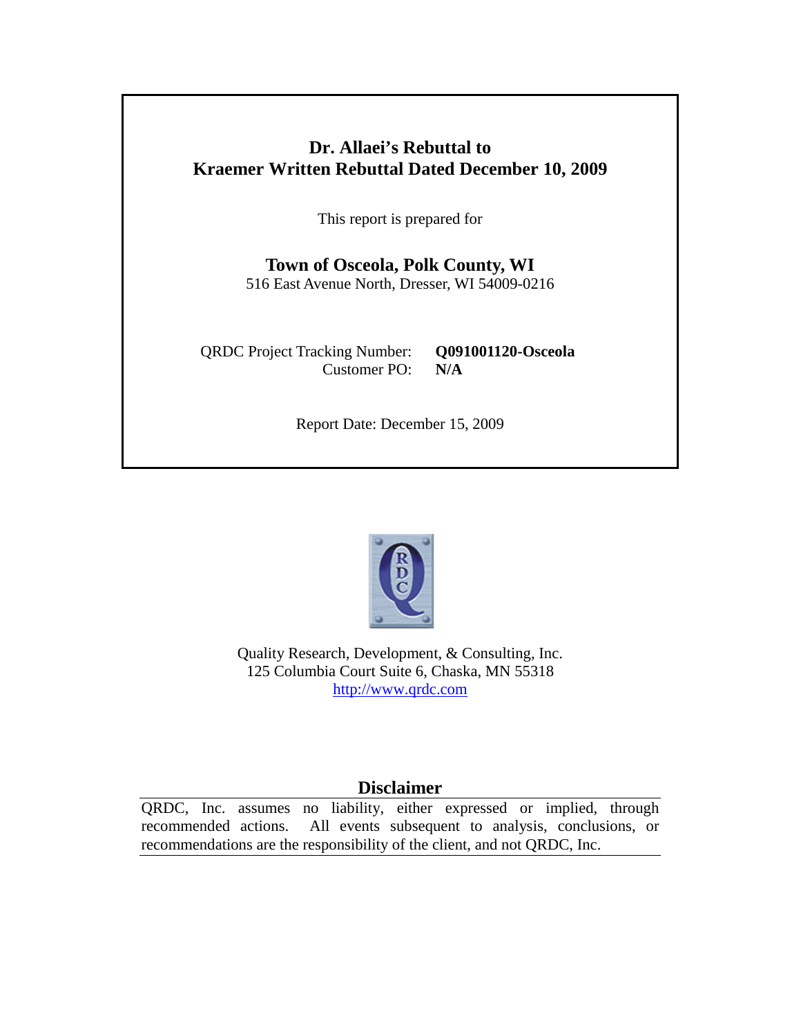# Dr. Allaei's Rebuttal to
# Kraemer Written Rebuttal Dated December 10, 2009

This report is prepared for

**Town of Osceola, Polk County, WI**
516 East Avenue North, Dresser, WI 54009-0216

QRDC Project Tracking Number: **Q091001120-Osceola**
Customer PO: **N/A**

Report Date: December 15, 2009

Quality Research, Development, & Consulting, Inc.
125 Columbia Court Suite 6, Chaska, MN 55318
http://www.qrdc.com

## Disclaimer

QRDC, Inc. assumes no liability, either expressed or implied, through recommended actions. All events subsequent to analysis, conclusions, or recommendations are the responsibility of the client, and not QRDC, Inc.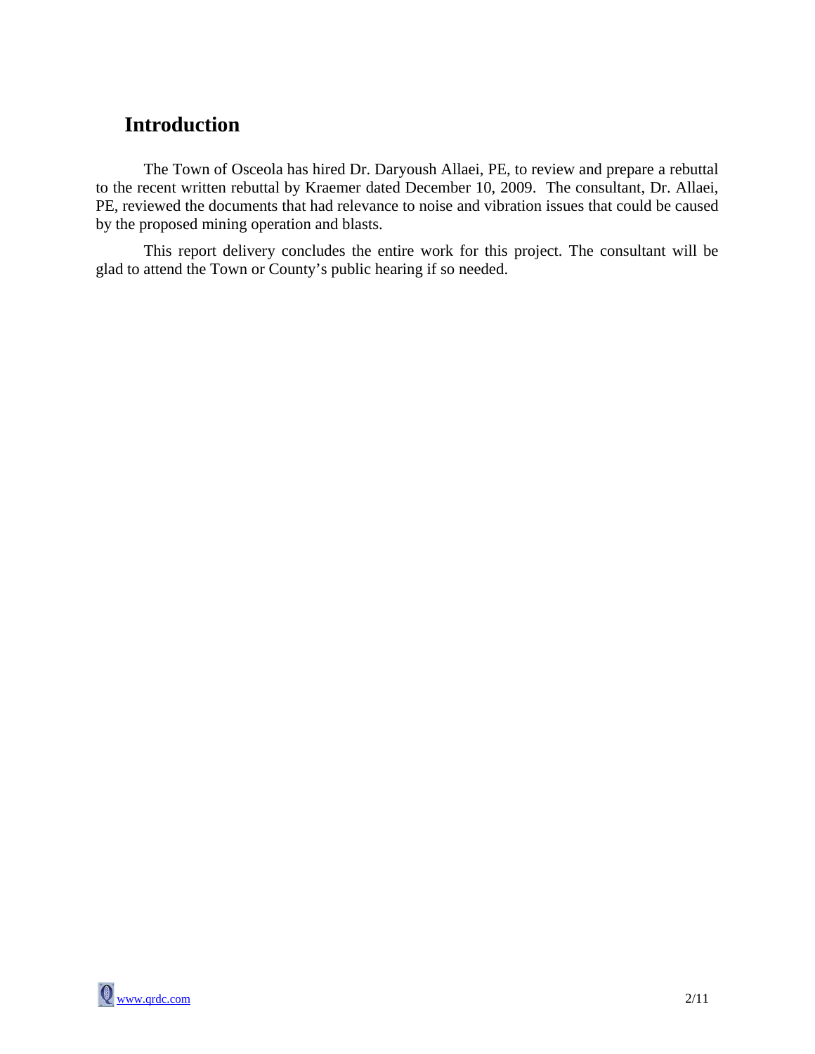# Introduction

The Town of Osceola has hired Dr. Daryoush Allaei, PE, to review and prepare a rebuttal to the recent written rebuttal by Kraemer dated December 10, 2009. The consultant, Dr. Allaei, PE, reviewed the documents that had relevance to noise and vibration issues that could be caused by the proposed mining operation and blasts.

This report delivery concludes the entire work for this project. The consultant will be glad to attend the Town or County's public hearing if so needed.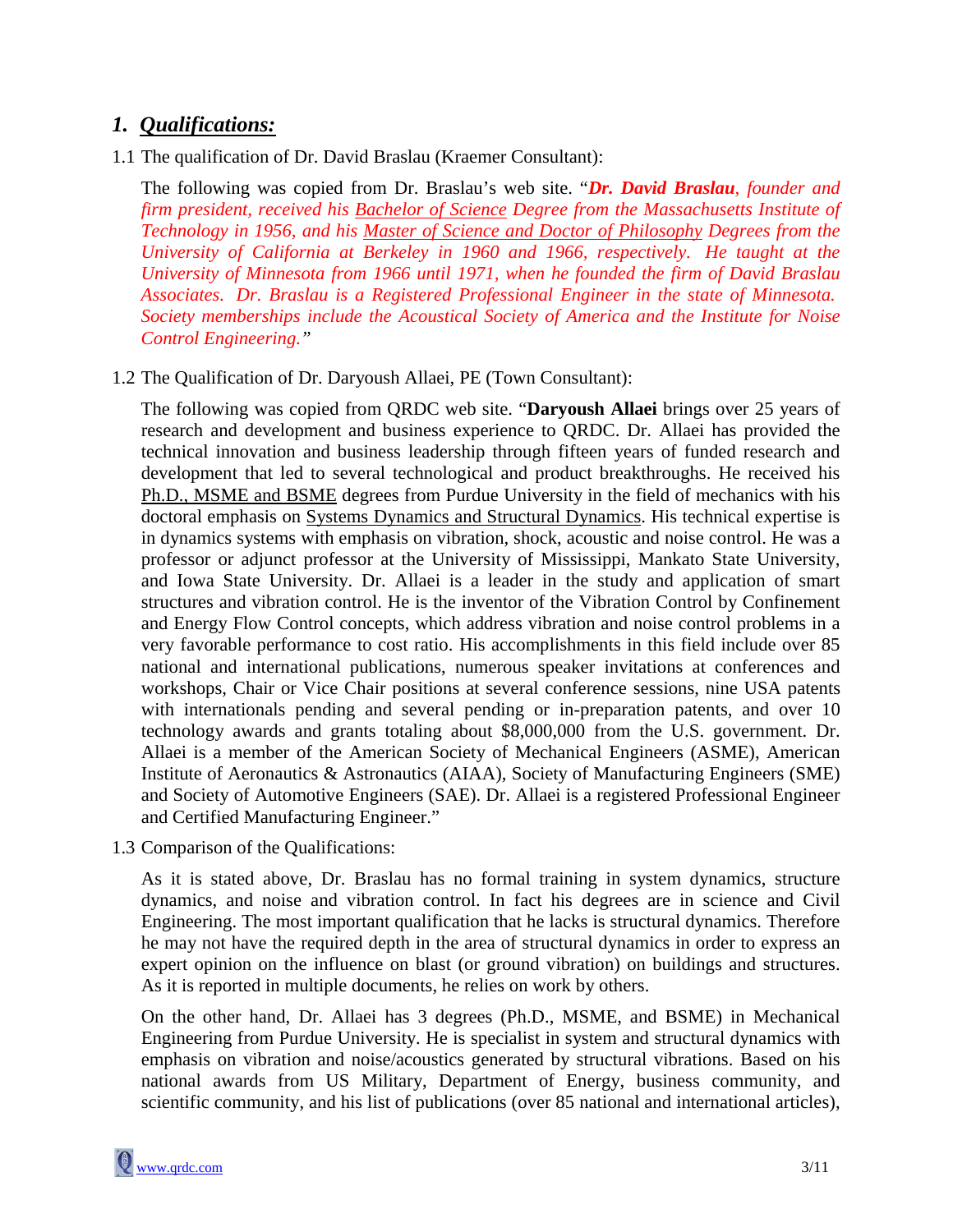## 1. *Qualifications:*

1.1 The qualification of Dr. David Braslau (Kraemer Consultant):

The following was copied from Dr. Braslau's web site. "***Dr. David Braslau**, founder and firm president, received his Bachelor of Science Degree from the Massachusetts Institute of Technology in 1956, and his Master of Science and Doctor of Philosophy Degrees from the University of California at Berkeley in 1960 and 1966, respectively. He taught at the University of Minnesota from 1966 until 1971, when he founded the firm of David Braslau Associates. Dr. Braslau is a Registered Professional Engineer in the state of Minnesota. Society memberships include the Acoustical Society of America and the Institute for Noise Control Engineering."*

1.2 The Qualification of Dr. Daryoush Allaei, PE (Town Consultant):

The following was copied from QRDC web site. "**Daryoush Allaei** brings over 25 years of research and development and business experience to QRDC. Dr. Allaei has provided the technical innovation and business leadership through fifteen years of funded research and development that led to several technological and product breakthroughs. He received his Ph.D., MSME and BSME degrees from Purdue University in the field of mechanics with his doctoral emphasis on Systems Dynamics and Structural Dynamics. His technical expertise is in dynamics systems with emphasis on vibration, shock, acoustic and noise control. He was a professor or adjunct professor at the University of Mississippi, Mankato State University, and Iowa State University. Dr. Allaei is a leader in the study and application of smart structures and vibration control. He is the inventor of the Vibration Control by Confinement and Energy Flow Control concepts, which address vibration and noise control problems in a very favorable performance to cost ratio. His accomplishments in this field include over 85 national and international publications, numerous speaker invitations at conferences and workshops, Chair or Vice Chair positions at several conference sessions, nine USA patents with internationals pending and several pending or in-preparation patents, and over 10 technology awards and grants totaling about $8,000,000 from the U.S. government. Dr. Allaei is a member of the American Society of Mechanical Engineers (ASME), American Institute of Aeronautics & Astronautics (AIAA), Society of Manufacturing Engineers (SME) and Society of Automotive Engineers (SAE). Dr. Allaei is a registered Professional Engineer and Certified Manufacturing Engineer."

1.3 Comparison of the Qualifications:

As it is stated above, Dr. Braslau has no formal training in system dynamics, structure dynamics, and noise and vibration control. In fact his degrees are in science and Civil Engineering. The most important qualification that he lacks is structural dynamics. Therefore he may not have the required depth in the area of structural dynamics in order to express an expert opinion on the influence on blast (or ground vibration) on buildings and structures. As it is reported in multiple documents, he relies on work by others.

On the other hand, Dr. Allaei has 3 degrees (Ph.D., MSME, and BSME) in Mechanical Engineering from Purdue University. He is specialist in system and structural dynamics with emphasis on vibration and noise/acoustics generated by structural vibrations. Based on his national awards from US Military, Department of Energy, business community, and scientific community, and his list of publications (over 85 national and international articles),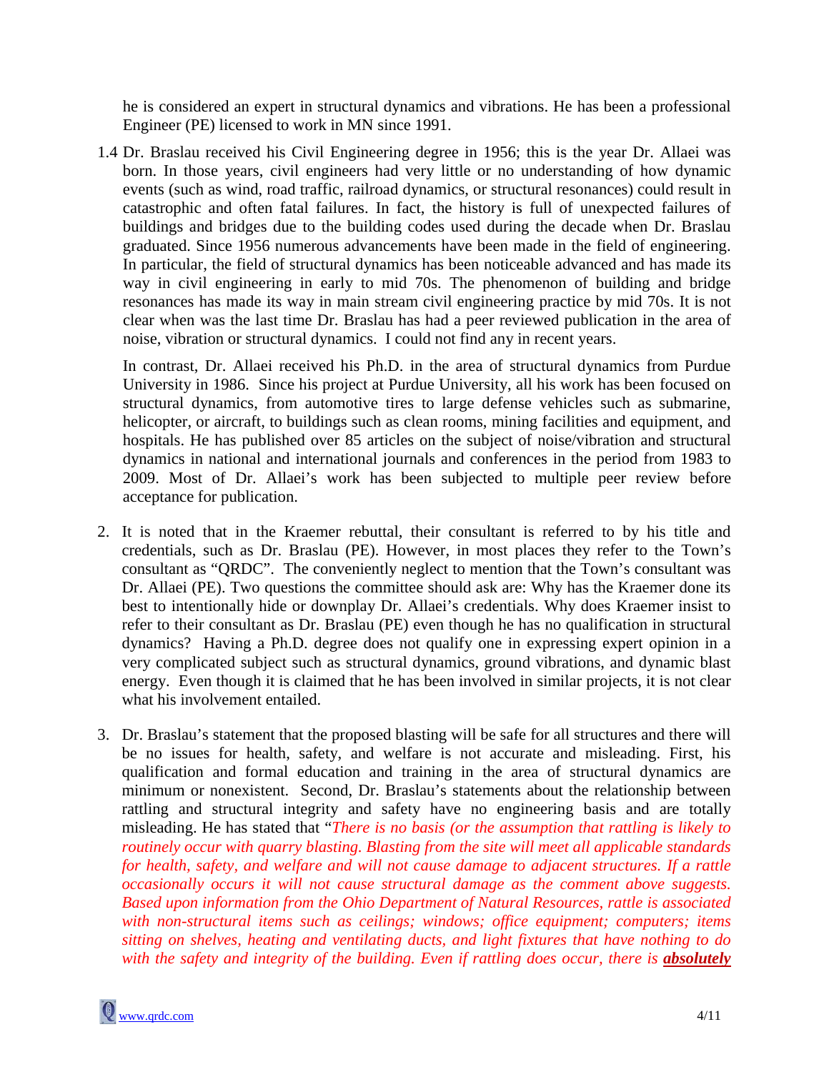he is considered an expert in structural dynamics and vibrations. He has been a professional Engineer (PE) licensed to work in MN since 1991.

1.4 Dr. Braslau received his Civil Engineering degree in 1956; this is the year Dr. Allaei was born. In those years, civil engineers had very little or no understanding of how dynamic events (such as wind, road traffic, railroad dynamics, or structural resonances) could result in catastrophic and often fatal failures. In fact, the history is full of unexpected failures of buildings and bridges due to the building codes used during the decade when Dr. Braslau graduated. Since 1956 numerous advancements have been made in the field of engineering. In particular, the field of structural dynamics has been noticeable advanced and has made its way in civil engineering in early to mid 70s. The phenomenon of building and bridge resonances has made its way in main stream civil engineering practice by mid 70s. It is not clear when was the last time Dr. Braslau has had a peer reviewed publication in the area of noise, vibration or structural dynamics. I could not find any in recent years.

   In contrast, Dr. Allaei received his Ph.D. in the area of structural dynamics from Purdue University in 1986. Since his project at Purdue University, all his work has been focused on structural dynamics, from automotive tires to large defense vehicles such as submarine, helicopter, or aircraft, to buildings such as clean rooms, mining facilities and equipment, and hospitals. He has published over 85 articles on the subject of noise/vibration and structural dynamics in national and international journals and conferences in the period from 1983 to 2009. Most of Dr. Allaei's work has been subjected to multiple peer review before acceptance for publication.

2. It is noted that in the Kraemer rebuttal, their consultant is referred to by his title and credentials, such as Dr. Braslau (PE). However, in most places they refer to the Town's consultant as "QRDC". The conveniently neglect to mention that the Town's consultant was Dr. Allaei (PE). Two questions the committee should ask are: Why has the Kraemer done its best to intentionally hide or downplay Dr. Allaei's credentials. Why does Kraemer insist to refer to their consultant as Dr. Braslau (PE) even though he has no qualification in structural dynamics? Having a Ph.D. degree does not qualify one in expressing expert opinion in a very complicated subject such as structural dynamics, ground vibrations, and dynamic blast energy. Even though it is claimed that he has been involved in similar projects, it is not clear what his involvement entailed.

3. Dr. Braslau's statement that the proposed blasting will be safe for all structures and there will be no issues for health, safety, and welfare is not accurate and misleading. First, his qualification and formal education and training in the area of structural dynamics are minimum or nonexistent. Second, Dr. Braslau's statements about the relationship between rattling and structural integrity and safety have no engineering basis and are totally misleading. He has stated that "*There is no basis (or the assumption that rattling is likely to routinely occur with quarry blasting. Blasting from the site will meet all applicable standards for health, safety, and welfare and will not cause damage to adjacent structures. If a rattle occasionally occurs it will not cause structural damage as the comment above suggests. Based upon information from the Ohio Department of Natural Resources, rattle is associated with non-structural items such as ceilings; windows; office equipment; computers; items sitting on shelves, heating and ventilating ducts, and light fixtures that have nothing to do with the safety and integrity of the building. Even if rattling does occur, there is **absolutely***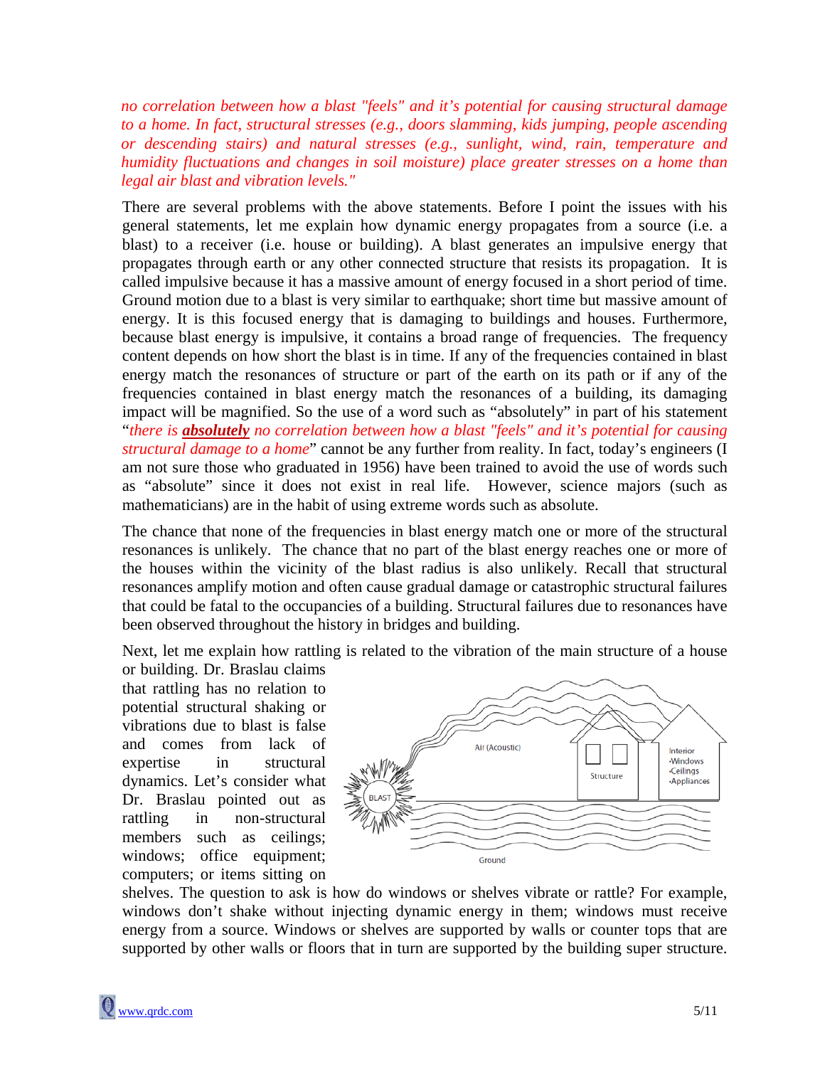*no correlation between how a blast "feels" and it's potential for causing structural damage to a home. In fact, structural stresses (e.g., doors slamming, kids jumping, people ascending or descending stairs) and natural stresses (e.g., sunlight, wind, rain, temperature and humidity fluctuations and changes in soil moisture) place greater stresses on a home than legal air blast and vibration levels."*

There are several problems with the above statements. Before I point the issues with his general statements, let me explain how dynamic energy propagates from a source (i.e. a blast) to a receiver (i.e. house or building). A blast generates an impulsive energy that propagates through earth or any other connected structure that resists its propagation. It is called impulsive because it has a massive amount of energy focused in a short period of time. Ground motion due to a blast is very similar to earthquake; short time but massive amount of energy. It is this focused energy that is damaging to buildings and houses. Furthermore, because blast energy is impulsive, it contains a broad range of frequencies. The frequency content depends on how short the blast is in time. If any of the frequencies contained in blast energy match the resonances of structure or part of the earth on its path or if any of the frequencies contained in blast energy match the resonances of a building, its damaging impact will be magnified. So the use of a word such as "absolutely" in part of his statement "*there is **absolutely** no correlation between how a blast "feels" and it's potential for causing structural damage to a home*" cannot be any further from reality. In fact, today's engineers (I am not sure those who graduated in 1956) have been trained to avoid the use of words such as "absolute" since it does not exist in real life. However, science majors (such as mathematicians) are in the habit of using extreme words such as absolute.

The chance that none of the frequencies in blast energy match one or more of the structural resonances is unlikely. The chance that no part of the blast energy reaches one or more of the houses within the vicinity of the blast radius is also unlikely. Recall that structural resonances amplify motion and often cause gradual damage or catastrophic structural failures that could be fatal to the occupancies of a building. Structural failures due to resonances have been observed throughout the history in bridges and building.

Next, let me explain how rattling is related to the vibration of the main structure of a house or building. Dr. Braslau claims that rattling has no relation to potential structural shaking or vibrations due to blast is false and comes from lack of expertise in structural dynamics. Let's consider what Dr. Braslau pointed out as rattling in non-structural members such as ceilings; windows; office equipment; computers; or items sitting on shelves. The question to ask is how do windows or shelves vibrate or rattle? For example, windows don't shake without injecting dynamic energy in them; windows must receive energy from a source. Windows or shelves are supported by walls or counter tops that are supported by other walls or floors that in turn are supported by the building super structure.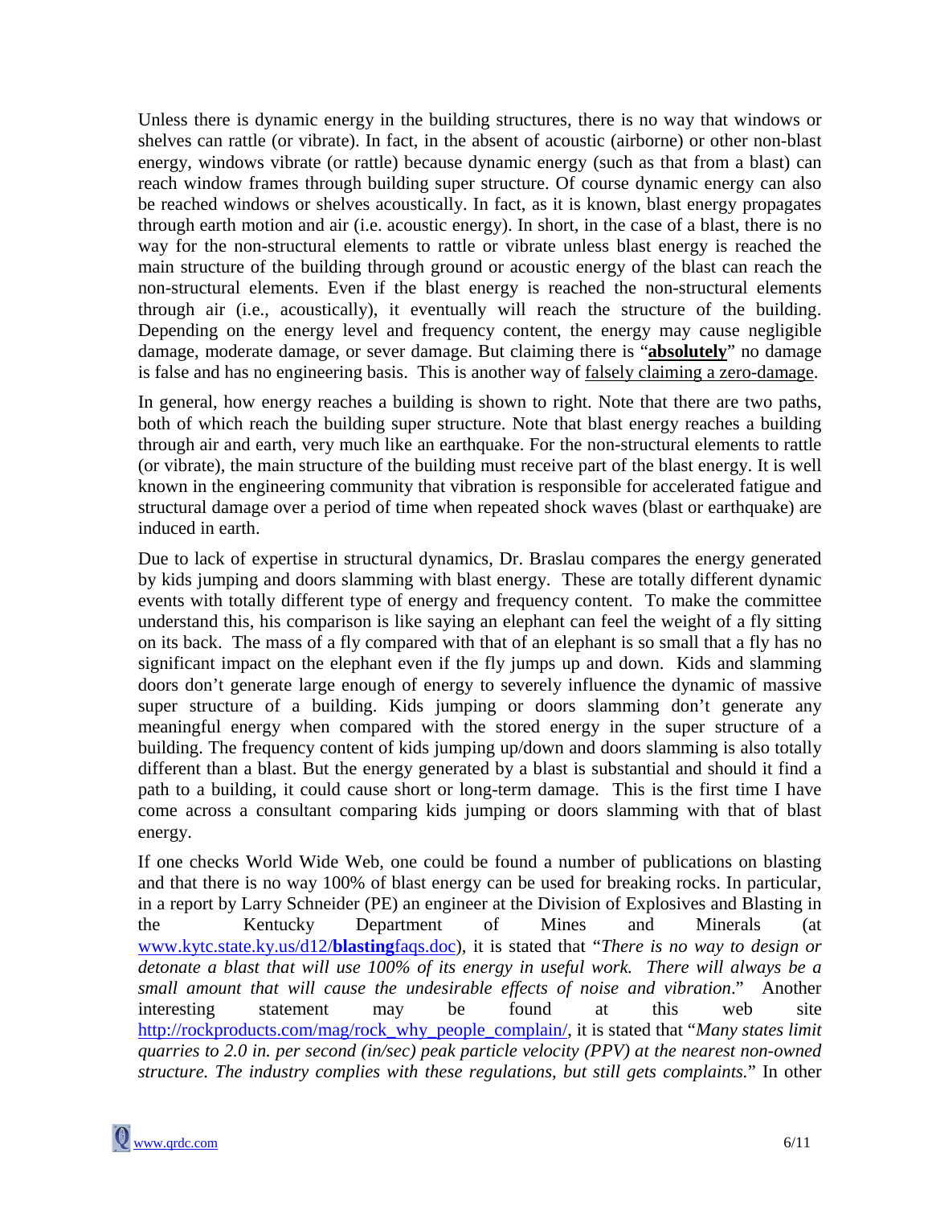Unless there is dynamic energy in the building structures, there is no way that windows or shelves can rattle (or vibrate). In fact, in the absent of acoustic (airborne) or other non-blast energy, windows vibrate (or rattle) because dynamic energy (such as that from a blast) can reach window frames through building super structure. Of course dynamic energy can also be reached windows or shelves acoustically. In fact, as it is known, blast energy propagates through earth motion and air (i.e. acoustic energy). In short, in the case of a blast, there is no way for the non-structural elements to rattle or vibrate unless blast energy is reached the main structure of the building through ground or acoustic energy of the blast can reach the non-structural elements. Even if the blast energy is reached the non-structural elements through air (i.e., acoustically), it eventually will reach the structure of the building. Depending on the energy level and frequency content, the energy may cause negligible damage, moderate damage, or sever damage. But claiming there is "<u>**absolutely**</u>" no damage is false and has no engineering basis. This is another way of <u>falsely claiming a zero-damage</u>.

In general, how energy reaches a building is shown to right. Note that there are two paths, both of which reach the building super structure. Note that blast energy reaches a building through air and earth, very much like an earthquake. For the non-structural elements to rattle (or vibrate), the main structure of the building must receive part of the blast energy. It is well known in the engineering community that vibration is responsible for accelerated fatigue and structural damage over a period of time when repeated shock waves (blast or earthquake) are induced in earth.

Due to lack of expertise in structural dynamics, Dr. Braslau compares the energy generated by kids jumping and doors slamming with blast energy. These are totally different dynamic events with totally different type of energy and frequency content. To make the committee understand this, his comparison is like saying an elephant can feel the weight of a fly sitting on its back. The mass of a fly compared with that of an elephant is so small that a fly has no significant impact on the elephant even if the fly jumps up and down. Kids and slamming doors don't generate large enough of energy to severely influence the dynamic of massive super structure of a building. Kids jumping or doors slamming don't generate any meaningful energy when compared with the stored energy in the super structure of a building. The frequency content of kids jumping up/down and doors slamming is also totally different than a blast. But the energy generated by a blast is substantial and should it find a path to a building, it could cause short or long-term damage. This is the first time I have come across a consultant comparing kids jumping or doors slamming with that of blast energy.

If one checks World Wide Web, one could be found a number of publications on blasting and that there is no way 100% of blast energy can be used for breaking rocks. In particular, in a report by Larry Schneider (PE) an engineer at the Division of Explosives and Blasting in the Kentucky Department of Mines and Minerals (at www.kytc.state.ky.us/d12/**blasting**faqs.doc), it is stated that "*There is no way to design or detonate a blast that will use 100% of its energy in useful work. There will always be a small amount that will cause the undesirable effects of noise and vibration*." Another interesting statement may be found at this web site http://rockproducts.com/mag/rock_why_people_complain/, it is stated that "*Many states limit quarries to 2.0 in. per second (in/sec) peak particle velocity (PPV) at the nearest non-owned structure. The industry complies with these regulations, but still gets complaints.*" In other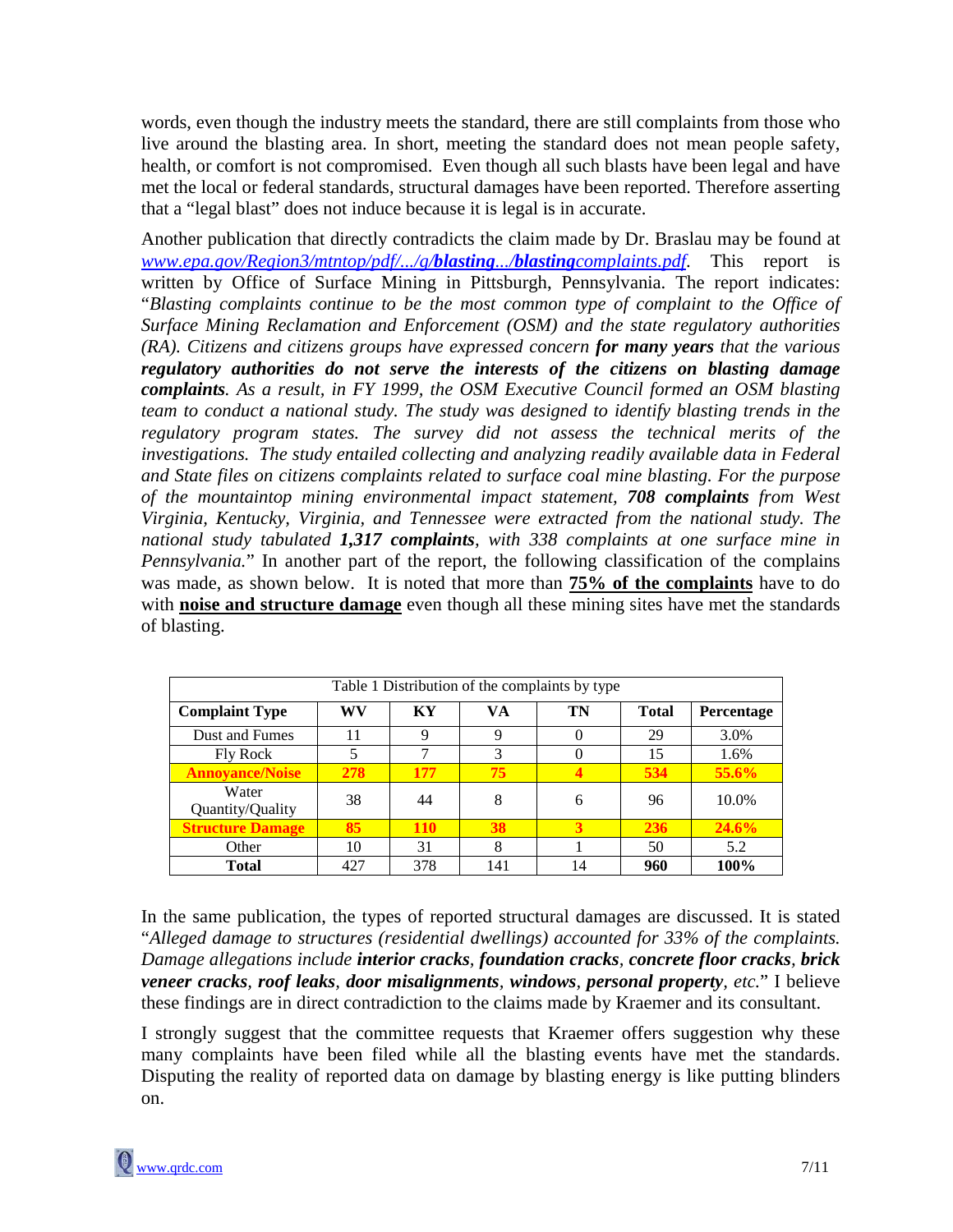words, even though the industry meets the standard, there are still complaints from those who live around the blasting area. In short, meeting the standard does not mean people safety, health, or comfort is not compromised. Even though all such blasts have been legal and have met the local or federal standards, structural damages have been reported. Therefore asserting that a "legal blast" does not induce because it is legal is in accurate.

Another publication that directly contradicts the claim made by Dr. Braslau may be found at *www.epa.gov/Region3/mtntop/pdf/.../g/**blasting**.../**blasting**complaints.pdf*. This report is written by Office of Surface Mining in Pittsburgh, Pennsylvania. The report indicates: "*Blasting complaints continue to be the most common type of complaint to the Office of Surface Mining Reclamation and Enforcement (OSM) and the state regulatory authorities (RA). Citizens and citizens groups have expressed concern **for many years** that the various **regulatory authorities do not serve the interests of the citizens on blasting damage complaints**. As a result, in FY 1999, the OSM Executive Council formed an OSM blasting team to conduct a national study. The study was designed to identify blasting trends in the regulatory program states. The survey did not assess the technical merits of the investigations. The study entailed collecting and analyzing readily available data in Federal and State files on citizens complaints related to surface coal mine blasting. For the purpose of the mountaintop mining environmental impact statement, **708 complaints** from West Virginia, Kentucky, Virginia, and Tennessee were extracted from the national study. The national study tabulated **1,317 complaints**, with 338 complaints at one surface mine in Pennsylvania.*" In another part of the report, the following classification of the complains was made, as shown below. It is noted that more than **75% of the complaints** have to do with **noise and structure damage** even though all these mining sites have met the standards of blasting.

Table 1 Distribution of the complaints by type

| Complaint Type | WV | KY | VA | TN | Total | Percentage |
|---|---|---|---|---|---|---|
| Dust and Fumes | 11 | 9 | 9 | 0 | 29 | 3.0% |
| Fly Rock | 5 | 7 | 3 | 0 | 15 | 1.6% |
| **Annoyance/Noise** | **278** | **177** | **75** | **4** | **534** | **55.6%** |
| Water Quantity/Quality | 38 | 44 | 8 | 6 | 96 | 10.0% |
| **Structure Damage** | **85** | **110** | **38** | **3** | **236** | **24.6%** |
| Other | 10 | 31 | 8 | 1 | 50 | 5.2 |
| **Total** | 427 | 378 | 141 | 14 | **960** | **100%** |

In the same publication, the types of reported structural damages are discussed. It is stated "*Alleged damage to structures (residential dwellings) accounted for 33% of the complaints. Damage allegations include **interior cracks**, **foundation cracks**, **concrete floor cracks**, **brick veneer cracks**, **roof leaks**, **door misalignments**, **windows**, **personal property**, etc.*" I believe these findings are in direct contradiction to the claims made by Kraemer and its consultant.

I strongly suggest that the committee requests that Kraemer offers suggestion why these many complaints have been filed while all the blasting events have met the standards. Disputing the reality of reported data on damage by blasting energy is like putting blinders on.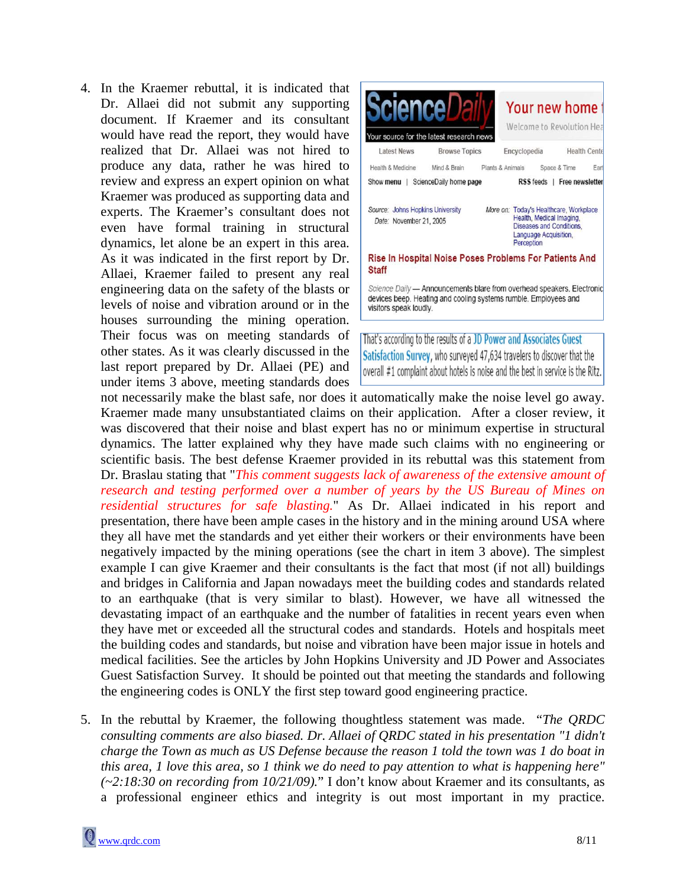4. In the Kraemer rebuttal, it is indicated that Dr. Allaei did not submit any supporting document. If Kraemer and its consultant would have read the report, they would have realized that Dr. Allaei was not hired to produce any data, rather he was hired to review and express an expert opinion on what Kraemer was produced as supporting data and experts. The Kraemer's consultant does not even have formal training in structural dynamics, let alone be an expert in this area. As it was indicated in the first report by Dr. Allaei, Kraemer failed to present any real engineering data on the safety of the blasts or levels of noise and vibration around or in the houses surrounding the mining operation. Their focus was on meeting standards of other states. As it was clearly discussed in the last report prepared by Dr. Allaei (PE) and under items 3 above, meeting standards does not necessarily make the blast safe, nor does it automatically make the noise level go away. Kraemer made many unsubstantiated claims on their application. After a closer review, it was discovered that their noise and blast expert has no or minimum expertise in structural dynamics. The latter explained why they have made such claims with no engineering or scientific basis. The best defense Kraemer provided in its rebuttal was this statement from Dr. Braslau stating that "*This comment suggests lack of awareness of the extensive amount of research and testing performed over a number of years by the US Bureau of Mines on residential structures for safe blasting.*" As Dr. Allaei indicated in his report and presentation, there have been ample cases in the history and in the mining around USA where they all have met the standards and yet either their workers or their environments have been negatively impacted by the mining operations (see the chart in item 3 above). The simplest example I can give Kraemer and their consultants is the fact that most (if not all) buildings and bridges in California and Japan nowadays meet the building codes and standards related to an earthquake (that is very similar to blast). However, we have all witnessed the devastating impact of an earthquake and the number of fatalities in recent years even when they have met or exceeded all the structural codes and standards. Hotels and hospitals meet the building codes and standards, but noise and vibration have been major issue in hotels and medical facilities. See the articles by John Hopkins University and JD Power and Associates Guest Satisfaction Survey. It should be pointed out that meeting the standards and following the engineering codes is ONLY the first step toward good engineering practice.

   > ScienceDaily — Your source for the latest research news
   >
   > Source: Johns Hopkins University
   > Date: November 21, 2005
   > More on: Today's Healthcare, Workplace Health, Medical Imaging, Diseases and Conditions, Language Acquisition, Perception
   >
   > **Rise In Hospital Noise Poses Problems For Patients And Staff**
   >
   > *Science Daily* — Announcements blare from overhead speakers. Electronic devices beep. Heating and cooling systems rumble. Employees and visitors speak loudly.

   > That's according to the results of a JD Power and Associates Guest Satisfaction Survey, who surveyed 47,634 travelers to discover that the overall #1 complaint about hotels is noise and the best in service is the Ritz.

5. In the rebuttal by Kraemer, the following thoughtless statement was made. "*The QRDC consulting comments are also biased. Dr. Allaei of QRDC stated in his presentation "1 didn't charge the Town as much as US Defense because the reason 1 told the town was 1 do boat in this area, 1 love this area, so 1 think we do need to pay attention to what is happening here" (~2:18:30 on recording from 10/21/09).*" I don't know about Kraemer and its consultants, as a professional engineer ethics and integrity is out most important in my practice.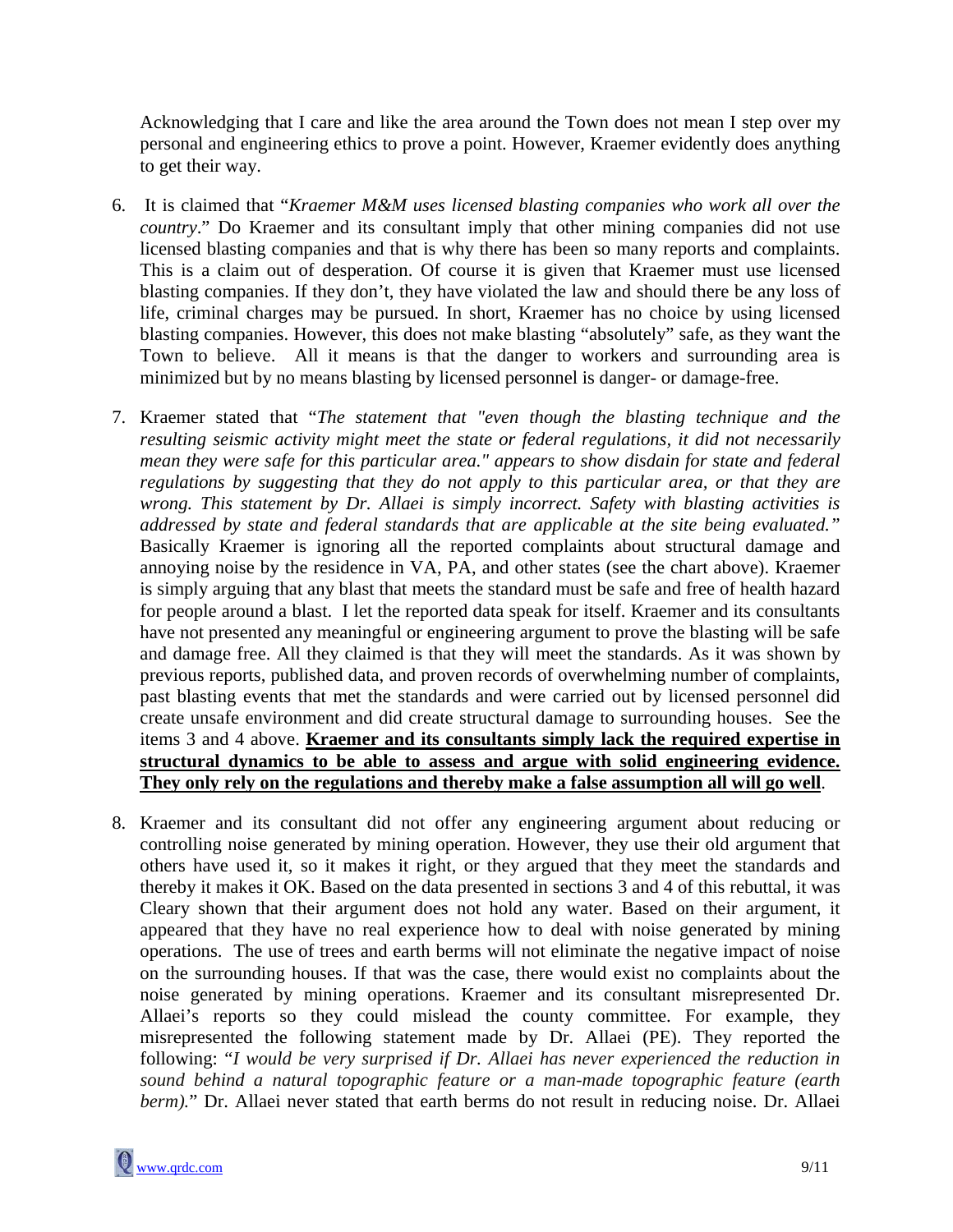Acknowledging that I care and like the area around the Town does not mean I step over my personal and engineering ethics to prove a point. However, Kraemer evidently does anything to get their way.

6. It is claimed that "*Kraemer M&M uses licensed blasting companies who work all over the country*." Do Kraemer and its consultant imply that other mining companies did not use licensed blasting companies and that is why there has been so many reports and complaints. This is a claim out of desperation. Of course it is given that Kraemer must use licensed blasting companies. If they don't, they have violated the law and should there be any loss of life, criminal charges may be pursued. In short, Kraemer has no choice by using licensed blasting companies. However, this does not make blasting "absolutely" safe, as they want the Town to believe. All it means is that the danger to workers and surrounding area is minimized but by no means blasting by licensed personnel is danger- or damage-free.

7. Kraemer stated that "*The statement that "even though the blasting technique and the resulting seismic activity might meet the state or federal regulations, it did not necessarily mean they were safe for this particular area." appears to show disdain for state and federal regulations by suggesting that they do not apply to this particular area, or that they are wrong. This statement by Dr. Allaei is simply incorrect. Safety with blasting activities is addressed by state and federal standards that are applicable at the site being evaluated.*" Basically Kraemer is ignoring all the reported complaints about structural damage and annoying noise by the residence in VA, PA, and other states (see the chart above). Kraemer is simply arguing that any blast that meets the standard must be safe and free of health hazard for people around a blast. I let the reported data speak for itself. Kraemer and its consultants have not presented any meaningful or engineering argument to prove the blasting will be safe and damage free. All they claimed is that they will meet the standards. As it was shown by previous reports, published data, and proven records of overwhelming number of complaints, past blasting events that met the standards and were carried out by licensed personnel did create unsafe environment and did create structural damage to surrounding houses. See the items 3 and 4 above. **Kraemer and its consultants simply lack the required expertise in structural dynamics to be able to assess and argue with solid engineering evidence. They only rely on the regulations and thereby make a false assumption all will go well**.

8. Kraemer and its consultant did not offer any engineering argument about reducing or controlling noise generated by mining operation. However, they use their old argument that others have used it, so it makes it right, or they argued that they meet the standards and thereby it makes it OK. Based on the data presented in sections 3 and 4 of this rebuttal, it was Cleary shown that their argument does not hold any water. Based on their argument, it appeared that they have no real experience how to deal with noise generated by mining operations. The use of trees and earth berms will not eliminate the negative impact of noise on the surrounding houses. If that was the case, there would exist no complaints about the noise generated by mining operations. Kraemer and its consultant misrepresented Dr. Allaei's reports so they could mislead the county committee. For example, they misrepresented the following statement made by Dr. Allaei (PE). They reported the following: "*I would be very surprised if Dr. Allaei has never experienced the reduction in sound behind a natural topographic feature or a man-made topographic feature (earth berm).*" Dr. Allaei never stated that earth berms do not result in reducing noise. Dr. Allaei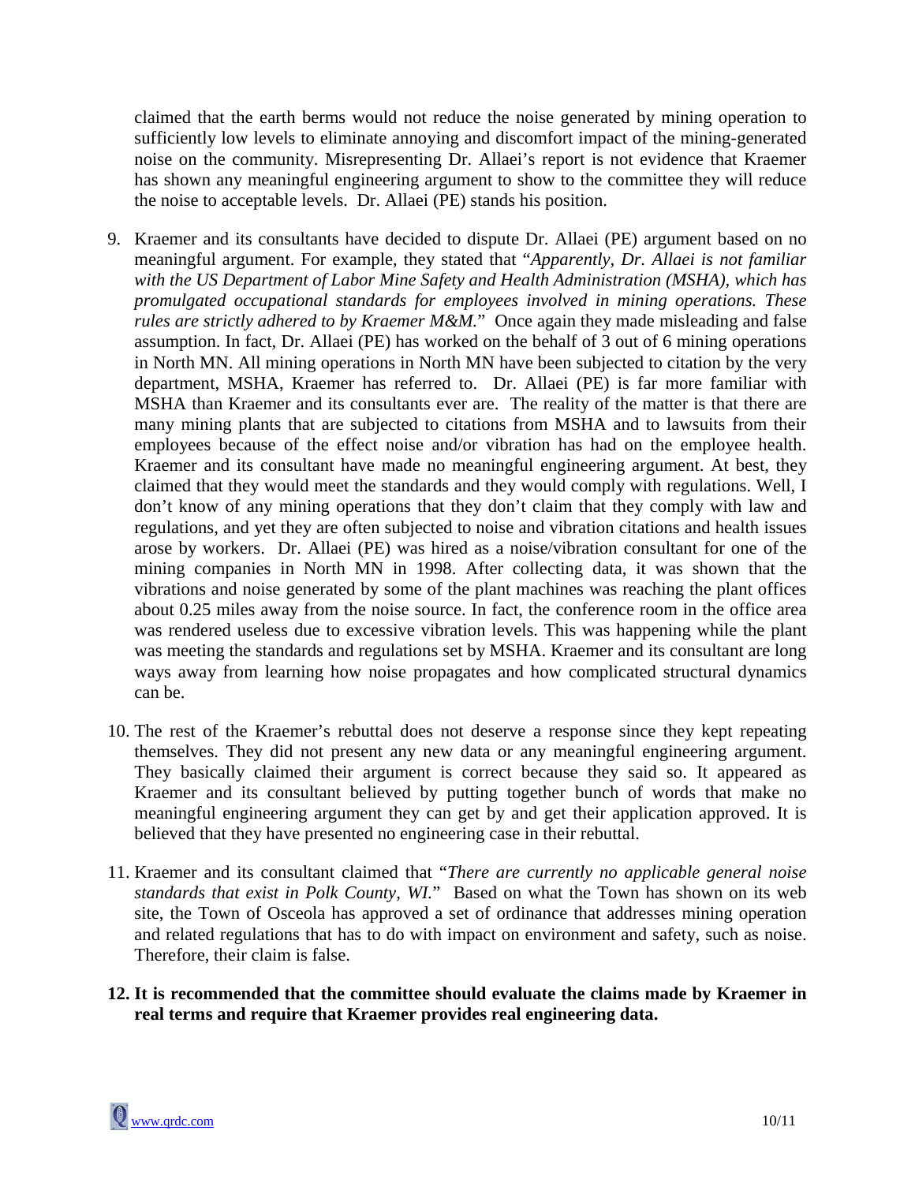claimed that the earth berms would not reduce the noise generated by mining operation to sufficiently low levels to eliminate annoying and discomfort impact of the mining-generated noise on the community. Misrepresenting Dr. Allaei's report is not evidence that Kraemer has shown any meaningful engineering argument to show to the committee they will reduce the noise to acceptable levels. Dr. Allaei (PE) stands his position.

9. Kraemer and its consultants have decided to dispute Dr. Allaei (PE) argument based on no meaningful argument. For example, they stated that "*Apparently, Dr. Allaei is not familiar with the US Department of Labor Mine Safety and Health Administration (MSHA), which has promulgated occupational standards for employees involved in mining operations. These rules are strictly adhered to by Kraemer M&M.*" Once again they made misleading and false assumption. In fact, Dr. Allaei (PE) has worked on the behalf of 3 out of 6 mining operations in North MN. All mining operations in North MN have been subjected to citation by the very department, MSHA, Kraemer has referred to. Dr. Allaei (PE) is far more familiar with MSHA than Kraemer and its consultants ever are. The reality of the matter is that there are many mining plants that are subjected to citations from MSHA and to lawsuits from their employees because of the effect noise and/or vibration has had on the employee health. Kraemer and its consultant have made no meaningful engineering argument. At best, they claimed that they would meet the standards and they would comply with regulations. Well, I don't know of any mining operations that they don't claim that they comply with law and regulations, and yet they are often subjected to noise and vibration citations and health issues arose by workers. Dr. Allaei (PE) was hired as a noise/vibration consultant for one of the mining companies in North MN in 1998. After collecting data, it was shown that the vibrations and noise generated by some of the plant machines was reaching the plant offices about 0.25 miles away from the noise source. In fact, the conference room in the office area was rendered useless due to excessive vibration levels. This was happening while the plant was meeting the standards and regulations set by MSHA. Kraemer and its consultant are long ways away from learning how noise propagates and how complicated structural dynamics can be.

10. The rest of the Kraemer's rebuttal does not deserve a response since they kept repeating themselves. They did not present any new data or any meaningful engineering argument. They basically claimed their argument is correct because they said so. It appeared as Kraemer and its consultant believed by putting together bunch of words that make no meaningful engineering argument they can get by and get their application approved. It is believed that they have presented no engineering case in their rebuttal.

11. Kraemer and its consultant claimed that "*There are currently no applicable general noise standards that exist in Polk County, WI.*" Based on what the Town has shown on its web site, the Town of Osceola has approved a set of ordinance that addresses mining operation and related regulations that has to do with impact on environment and safety, such as noise. Therefore, their claim is false.

12. **It is recommended that the committee should evaluate the claims made by Kraemer in real terms and require that Kraemer provides real engineering data.**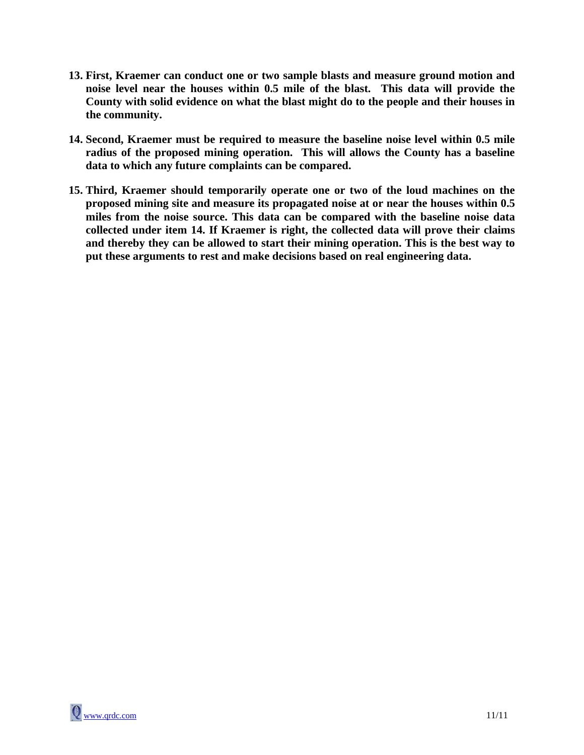13. **First, Kraemer can conduct one or two sample blasts and measure ground motion and noise level near the houses within 0.5 mile of the blast. This data will provide the County with solid evidence on what the blast might do to the people and their houses in the community.**

14. **Second, Kraemer must be required to measure the baseline noise level within 0.5 mile radius of the proposed mining operation. This will allows the County has a baseline data to which any future complaints can be compared.**

15. **Third, Kraemer should temporarily operate one or two of the loud machines on the proposed mining site and measure its propagated noise at or near the houses within 0.5 miles from the noise source. This data can be compared with the baseline noise data collected under item 14. If Kraemer is right, the collected data will prove their claims and thereby they can be allowed to start their mining operation. This is the best way to put these arguments to rest and make decisions based on real engineering data.**